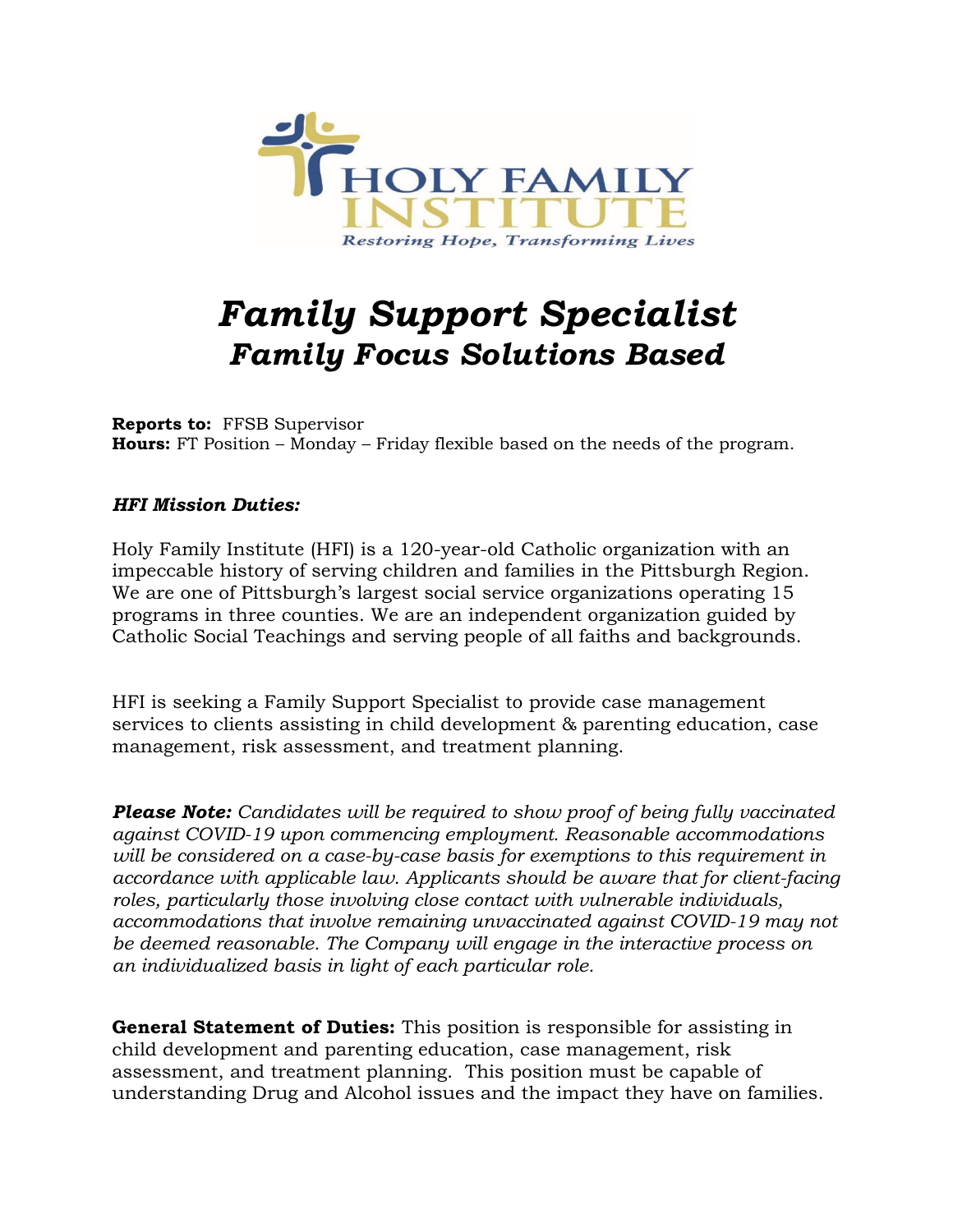HOLY FAMILY INSTITUTE

*Restoring Hope, Transforming Lives*

# *Family Support Specialist*

## *Family Focus Solutions Based*

**Reports to:** FFSB Supervisor
**Hours:** FT Position – Monday – Friday flexible based on the needs of the program.

***HFI Mission Duties:***

Holy Family Institute (HFI) is a 120-year-old Catholic organization with an impeccable history of serving children and families in the Pittsburgh Region. We are one of Pittsburgh's largest social service organizations operating 15 programs in three counties. We are an independent organization guided by Catholic Social Teachings and serving people of all faiths and backgrounds.

HFI is seeking a Family Support Specialist to provide case management services to clients assisting in child development & parenting education, case management, risk assessment, and treatment planning.

***Please Note:*** *Candidates will be required to show proof of being fully vaccinated against COVID-19 upon commencing employment. Reasonable accommodations will be considered on a case-by-case basis for exemptions to this requirement in accordance with applicable law. Applicants should be aware that for client-facing roles, particularly those involving close contact with vulnerable individuals, accommodations that involve remaining unvaccinated against COVID-19 may not be deemed reasonable. The Company will engage in the interactive process on an individualized basis in light of each particular role.*

**General Statement of Duties:** This position is responsible for assisting in child development and parenting education, case management, risk assessment, and treatment planning. This position must be capable of understanding Drug and Alcohol issues and the impact they have on families.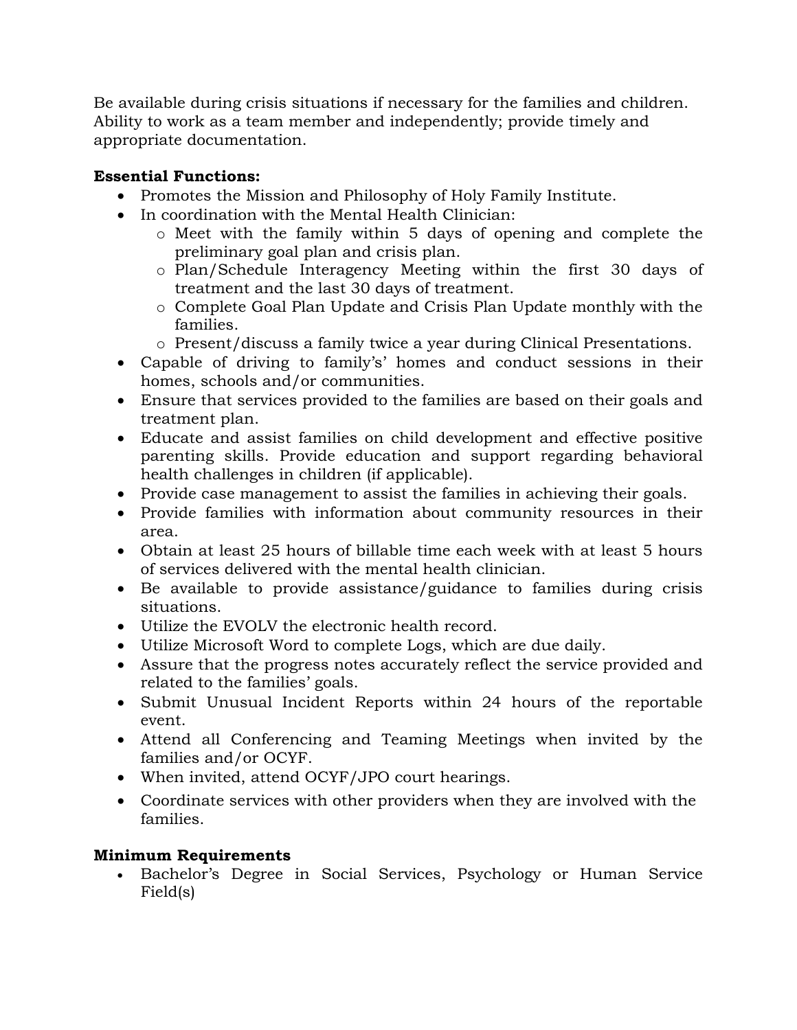Be available during crisis situations if necessary for the families and children. Ability to work as a team member and independently; provide timely and appropriate documentation.

**Essential Functions:**

- Promotes the Mission and Philosophy of Holy Family Institute.
- In coordination with the Mental Health Clinician:
  - Meet with the family within 5 days of opening and complete the preliminary goal plan and crisis plan.
  - Plan/Schedule Interagency Meeting within the first 30 days of treatment and the last 30 days of treatment.
  - Complete Goal Plan Update and Crisis Plan Update monthly with the families.
  - Present/discuss a family twice a year during Clinical Presentations.
- Capable of driving to family's' homes and conduct sessions in their homes, schools and/or communities.
- Ensure that services provided to the families are based on their goals and treatment plan.
- Educate and assist families on child development and effective positive parenting skills. Provide education and support regarding behavioral health challenges in children (if applicable).
- Provide case management to assist the families in achieving their goals.
- Provide families with information about community resources in their area.
- Obtain at least 25 hours of billable time each week with at least 5 hours of services delivered with the mental health clinician.
- Be available to provide assistance/guidance to families during crisis situations.
- Utilize the EVOLV the electronic health record.
- Utilize Microsoft Word to complete Logs, which are due daily.
- Assure that the progress notes accurately reflect the service provided and related to the families' goals.
- Submit Unusual Incident Reports within 24 hours of the reportable event.
- Attend all Conferencing and Teaming Meetings when invited by the families and/or OCYF.
- When invited, attend OCYF/JPO court hearings.
- Coordinate services with other providers when they are involved with the families.

**Minimum Requirements**

- Bachelor's Degree in Social Services, Psychology or Human Service Field(s)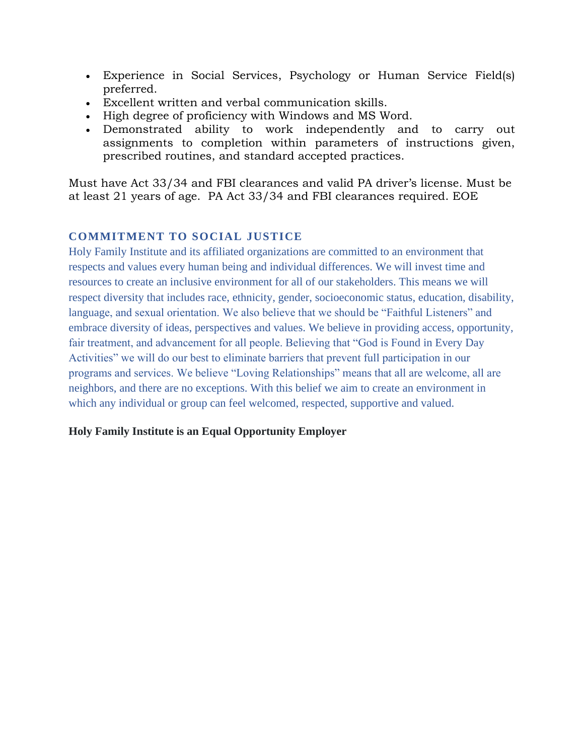- Experience in Social Services, Psychology or Human Service Field(s) preferred.
- Excellent written and verbal communication skills.
- High degree of proficiency with Windows and MS Word.
- Demonstrated ability to work independently and to carry out assignments to completion within parameters of instructions given, prescribed routines, and standard accepted practices.

Must have Act 33/34 and FBI clearances and valid PA driver's license. Must be at least 21 years of age. PA Act 33/34 and FBI clearances required. EOE

## COMMITMENT TO SOCIAL JUSTICE

Holy Family Institute and its affiliated organizations are committed to an environment that respects and values every human being and individual differences. We will invest time and resources to create an inclusive environment for all of our stakeholders. This means we will respect diversity that includes race, ethnicity, gender, socioeconomic status, education, disability, language, and sexual orientation. We also believe that we should be "Faithful Listeners" and embrace diversity of ideas, perspectives and values. We believe in providing access, opportunity, fair treatment, and advancement for all people. Believing that "God is Found in Every Day Activities" we will do our best to eliminate barriers that prevent full participation in our programs and services. We believe "Loving Relationships" means that all are welcome, all are neighbors, and there are no exceptions. With this belief we aim to create an environment in which any individual or group can feel welcomed, respected, supportive and valued.

**Holy Family Institute is an Equal Opportunity Employer**